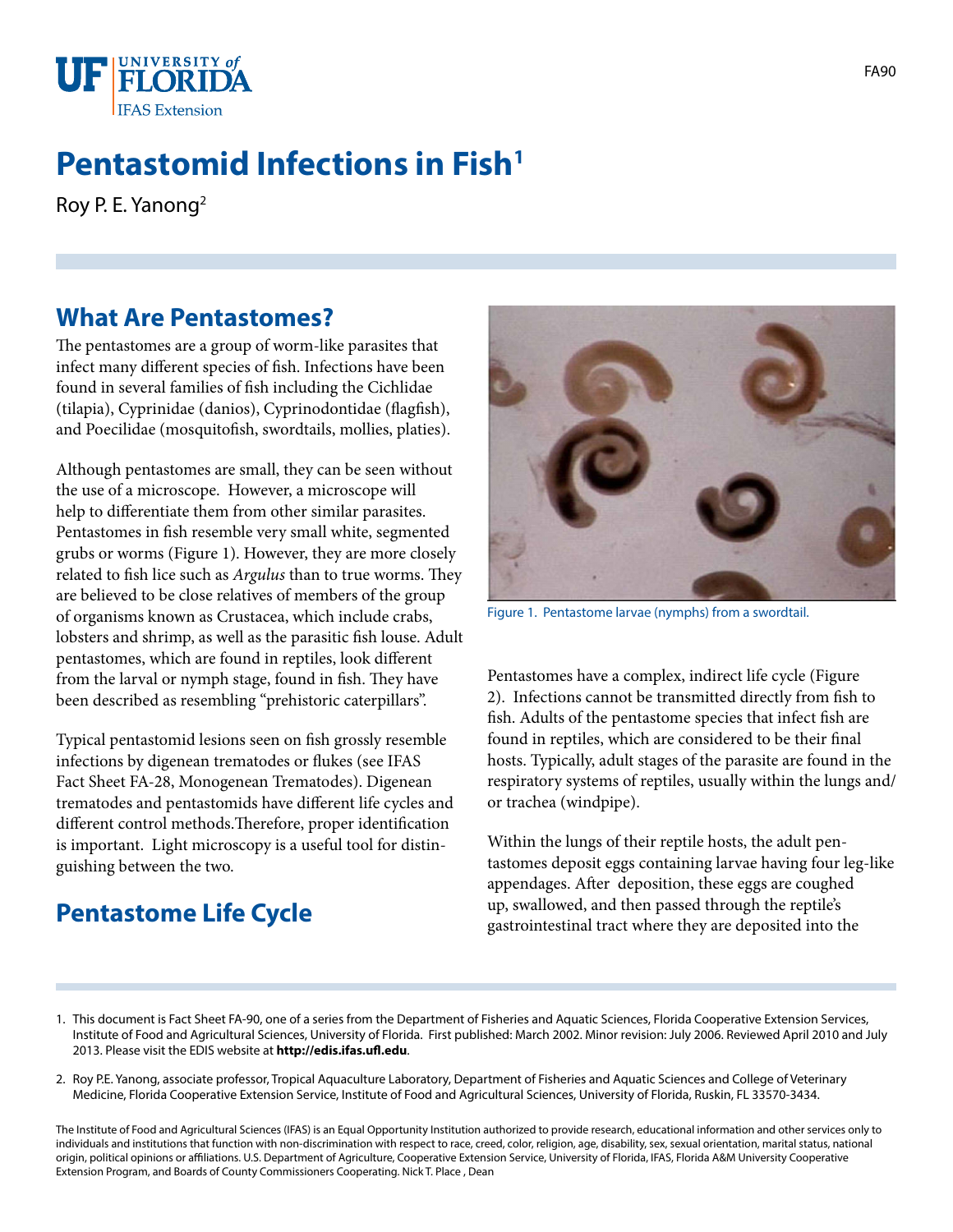# Pentastomid Infections in Fish[1]

Roy P. E. Yanong[2]

## What Are Pentastomes?

The pentastomes are a group of worm-like parasites that infect many different species of fish. Infections have been found in several families of fish including the Cichlidae (tilapia), Cyprinidae (danios), Cyprinodontidae (flagfish), and Poecilidae (mosquitofish, swordtails, mollies, platies).

Although pentastomes are small, they can be seen without the use of a microscope. However, a microscope will help to differentiate them from other similar parasites. Pentastomes in fish resemble very small white, segmented grubs or worms (Figure 1). However, they are more closely related to fish lice such as *Argulus* than to true worms. They are believed to be close relatives of members of the group of organisms known as Crustacea, which include crabs, lobsters and shrimp, as well as the parasitic fish louse. Adult pentastomes, which are found in reptiles, look different from the larval or nymph stage, found in fish. They have been described as resembling "prehistoric caterpillars".

Typical pentastomid lesions seen on fish grossly resemble infections by digenean trematodes or flukes (see IFAS Fact Sheet FA-28, Monogenean Trematodes). Digenean trematodes and pentastomids have different life cycles and different control methods.Therefore, proper identification is important. Light microscopy is a useful tool for distinguishing between the two.

Figure 1. Pentastome larvae (nymphs) from a swordtail.

## Pentastome Life Cycle

Pentastomes have a complex, indirect life cycle (Figure 2). Infections cannot be transmitted directly from fish to fish. Adults of the pentastome species that infect fish are found in reptiles, which are considered to be their final hosts. Typically, adult stages of the parasite are found in the respiratory systems of reptiles, usually within the lungs and/or trachea (windpipe).

Within the lungs of their reptile hosts, the adult pentastomes deposit eggs containing larvae having four leg-like appendages. After deposition, these eggs are coughed up, swallowed, and then passed through the reptile's gastrointestinal tract where they are deposited into the

1. This document is Fact Sheet FA-90, one of a series from the Department of Fisheries and Aquatic Sciences, Florida Cooperative Extension Services, Institute of Food and Agricultural Sciences, University of Florida. First published: March 2002. Minor revision: July 2006. Reviewed April 2010 and July 2013. Please visit the EDIS website at **http://edis.ifas.ufl.edu**.

2. Roy P.E. Yanong, associate professor, Tropical Aquaculture Laboratory, Department of Fisheries and Aquatic Sciences and College of Veterinary Medicine, Florida Cooperative Extension Service, Institute of Food and Agricultural Sciences, University of Florida, Ruskin, FL 33570-3434.

The Institute of Food and Agricultural Sciences (IFAS) is an Equal Opportunity Institution authorized to provide research, educational information and other services only to individuals and institutions that function with non-discrimination with respect to race, creed, color, religion, age, disability, sex, sexual orientation, marital status, national origin, political opinions or affiliations. U.S. Department of Agriculture, Cooperative Extension Service, University of Florida, IFAS, Florida A&M University Cooperative Extension Program, and Boards of County Commissioners Cooperating. Nick T. Place , Dean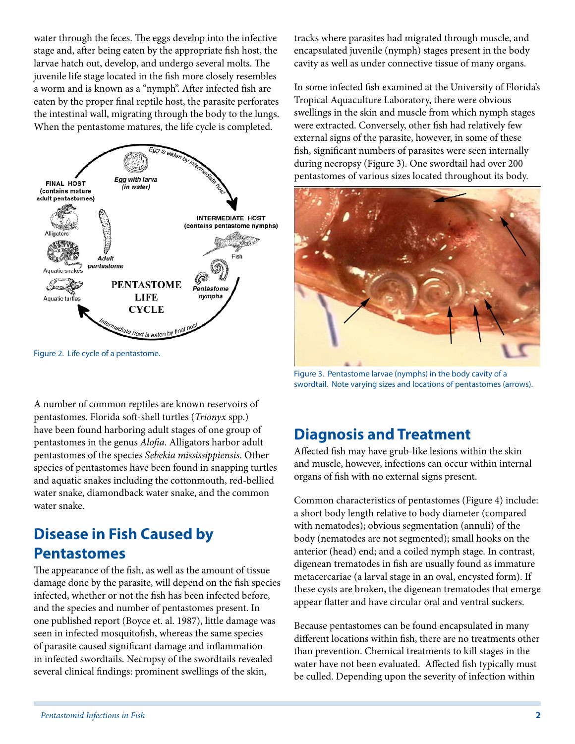water through the feces. The eggs develop into the infective stage and, after being eaten by the appropriate fish host, the larvae hatch out, develop, and undergo several molts. The juvenile life stage located in the fish more closely resembles a worm and is known as a "nymph". After infected fish are eaten by the proper final reptile host, the parasite perforates the intestinal wall, migrating through the body to the lungs. When the pentastome matures, the life cycle is completed.

Figure 2. Life cycle of a pentastome.

A number of common reptiles are known reservoirs of pentastomes. Florida soft-shell turtles (*Trionyx* spp.) have been found harboring adult stages of one group of pentastomes in the genus *Alofia*. Alligators harbor adult pentastomes of the species *Sebekia mississippiensis*. Other species of pentastomes have been found in snapping turtles and aquatic snakes including the cottonmouth, red-bellied water snake, diamondback water snake, and the common water snake.

## Disease in Fish Caused by Pentastomes

The appearance of the fish, as well as the amount of tissue damage done by the parasite, will depend on the fish species infected, whether or not the fish has been infected before, and the species and number of pentastomes present. In one published report (Boyce et. al. 1987), little damage was seen in infected mosquitofish, whereas the same species of parasite caused significant damage and inflammation in infected swordtails. Necropsy of the swordtails revealed several clinical findings: prominent swellings of the skin, tracks where parasites had migrated through muscle, and encapsulated juvenile (nymph) stages present in the body cavity as well as under connective tissue of many organs.

In some infected fish examined at the University of Florida's Tropical Aquaculture Laboratory, there were obvious swellings in the skin and muscle from which nymph stages were extracted. Conversely, other fish had relatively few external signs of the parasite, however, in some of these fish, significant numbers of parasites were seen internally during necropsy (Figure 3). One swordtail had over 200 pentastomes of various sizes located throughout its body.

Figure 3. Pentastome larvae (nymphs) in the body cavity of a swordtail. Note varying sizes and locations of pentastomes (arrows).

## Diagnosis and Treatment

Affected fish may have grub-like lesions within the skin and muscle, however, infections can occur within internal organs of fish with no external signs present.

Common characteristics of pentastomes (Figure 4) include: a short body length relative to body diameter (compared with nematodes); obvious segmentation (annuli) of the body (nematodes are not segmented); small hooks on the anterior (head) end; and a coiled nymph stage. In contrast, digenean trematodes in fish are usually found as immature metacercariae (a larval stage in an oval, encysted form). If these cysts are broken, the digenean trematodes that emerge appear flatter and have circular oral and ventral suckers.

Because pentastomes can be found encapsulated in many different locations within fish, there are no treatments other than prevention. Chemical treatments to kill stages in the water have not been evaluated. Affected fish typically must be culled. Depending upon the severity of infection within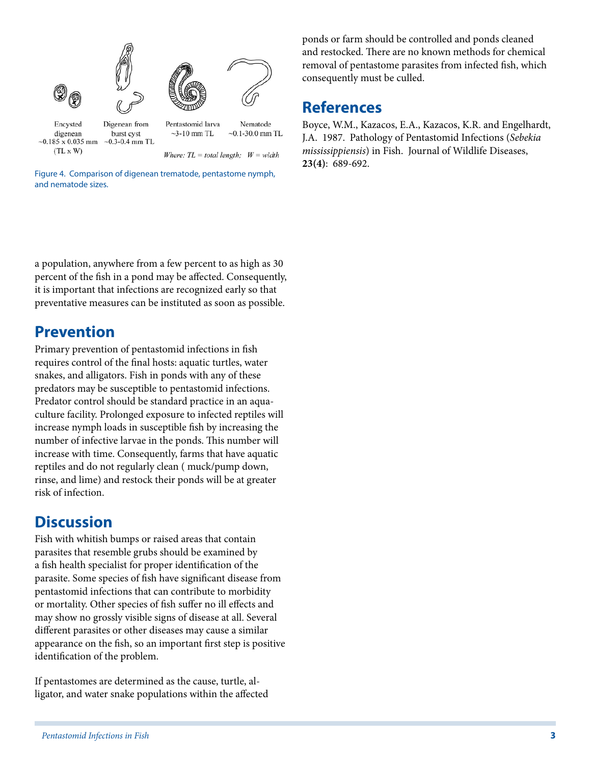Encysted digenean ~0.185 x 0.035 mm (TL x W)

Digenean from burst cyst ~0.3-0.4 mm TL

Pentastomid larva ~3-10 mm TL

Nematode ~0.1-30.0 mm TL

*Where: TL = total length; W = width*

Figure 4. Comparison of digenean trematode, pentastome nymph, and nematode sizes.

a population, anywhere from a few percent to as high as 30 percent of the fish in a pond may be affected. Consequently, it is important that infections are recognized early so that preventative measures can be instituted as soon as possible.

## Prevention

Primary prevention of pentastomid infections in fish requires control of the final hosts: aquatic turtles, water snakes, and alligators. Fish in ponds with any of these predators may be susceptible to pentastomid infections. Predator control should be standard practice in an aquaculture facility. Prolonged exposure to infected reptiles will increase nymph loads in susceptible fish by increasing the number of infective larvae in the ponds. This number will increase with time. Consequently, farms that have aquatic reptiles and do not regularly clean ( muck/pump down, rinse, and lime) and restock their ponds will be at greater risk of infection.

## Discussion

Fish with whitish bumps or raised areas that contain parasites that resemble grubs should be examined by a fish health specialist for proper identification of the parasite. Some species of fish have significant disease from pentastomid infections that can contribute to morbidity or mortality. Other species of fish suffer no ill effects and may show no grossly visible signs of disease at all. Several different parasites or other diseases may cause a similar appearance on the fish, so an important first step is positive identification of the problem.

If pentastomes are determined as the cause, turtle, alligator, and water snake populations within the affected ponds or farm should be controlled and ponds cleaned and restocked. There are no known methods for chemical removal of pentastome parasites from infected fish, which consequently must be culled.

## References

Boyce, W.M., Kazacos, E.A., Kazacos, K.R. and Engelhardt, J.A. 1987. Pathology of Pentastomid Infections (*Sebekia mississippiensis*) in Fish. Journal of Wildlife Diseases, **23(4)**: 689-692.